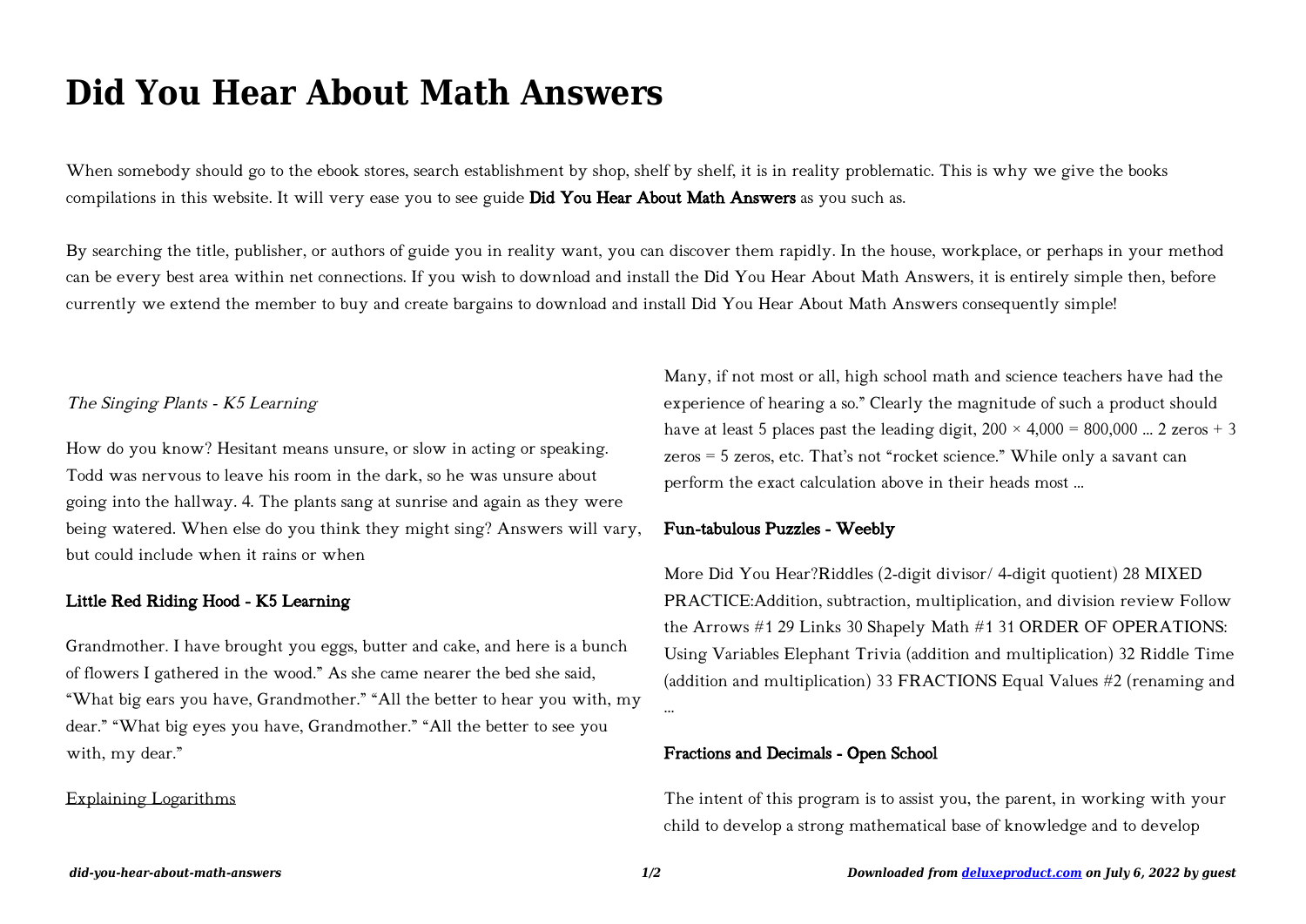# Did You Hear About Math Answers

When somebody should go to the ebook stores, search establishment by shop, shelf by shelf, it is in reality problematic. This is why we give the books compilations in this website. It will very ease you to see guide **Did You Hear About Math Answers** as you such as.

By searching the title, publisher, or authors of guide you in reality want, you can discover them rapidly. In the house, workplace, or perhaps in your method can be every best area within net connections. If you wish to download and install the Did You Hear About Math Answers, it is entirely simple then, before currently we extend the member to buy and create bargains to download and install Did You Hear About Math Answers consequently simple!

*The Singing Plants - K5 Learning*

How do you know? Hesitant means unsure, or slow in acting or speaking. Todd was nervous to leave his room in the dark, so he was unsure about going into the hallway. 4. The plants sang at sunrise and again as they were being watered. When else do you think they might sing? Answers will vary, but could include when it rains or when

### Little Red Riding Hood - K5 Learning

Grandmother. I have brought you eggs, butter and cake, and here is a bunch of flowers I gathered in the wood." As she came nearer the bed she said, "What big ears you have, Grandmother." "All the better to hear you with, my dear." "What big eyes you have, Grandmother." "All the better to see you with, my dear."

Explaining Logarithms

Many, if not most or all, high school math and science teachers have had the experience of hearing a so." Clearly the magnitude of such a product should have at least 5 places past the leading digit, $200 \times 4{,}000 = 800{,}000$ ... 2 zeros + 3 zeros = 5 zeros, etc. That's not "rocket science." While only a savant can perform the exact calculation above in their heads most ...

### Fun-tabulous Puzzles - Weebly

More Did You Hear?Riddles (2-digit divisor/ 4-digit quotient) 28 MIXED PRACTICE:Addition, subtraction, multiplication, and division review Follow the Arrows #1 29 Links 30 Shapely Math #1 31 ORDER OF OPERATIONS: Using Variables Elephant Trivia (addition and multiplication) 32 Riddle Time (addition and multiplication) 33 FRACTIONS Equal Values #2 (renaming and ...

### Fractions and Decimals - Open School

The intent of this program is to assist you, the parent, in working with your child to develop a strong mathematical base of knowledge and to develop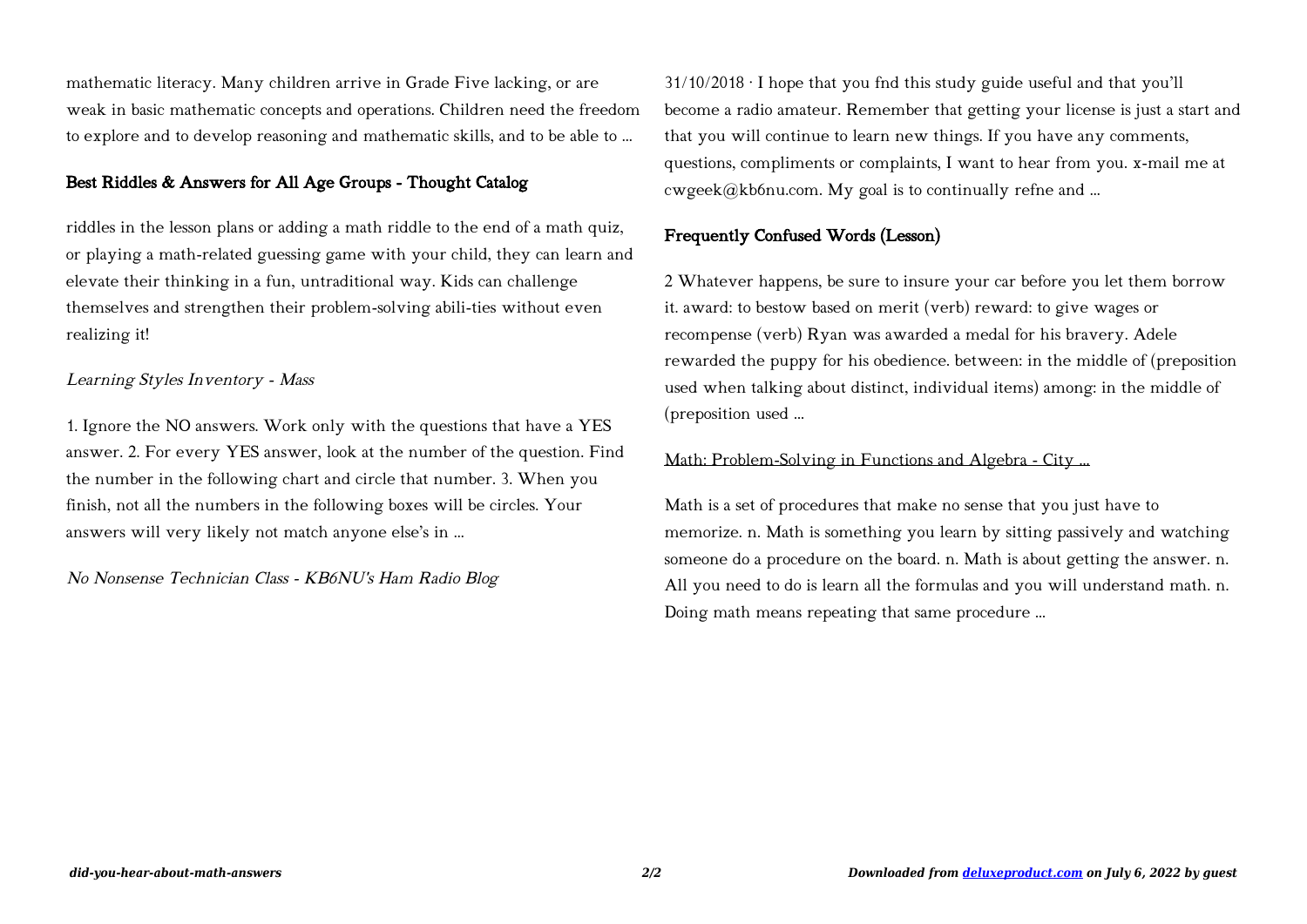mathematic literacy. Many children arrive in Grade Five lacking, or are weak in basic mathematic concepts and operations. Children need the freedom to explore and to develop reasoning and mathematic skills, and to be able to ...

## Best Riddles & Answers for All Age Groups - Thought Catalog

riddles in the lesson plans or adding a math riddle to the end of a math quiz, or playing a math-related guessing game with your child, they can learn and elevate their thinking in a fun, untraditional way. Kids can challenge themselves and strengthen their problem-solving abili-ties without even realizing it!

*Learning Styles Inventory - Mass*

1. Ignore the NO answers. Work only with the questions that have a YES answer. 2. For every YES answer, look at the number of the question. Find the number in the following chart and circle that number. 3. When you finish, not all the numbers in the following boxes will be circles. Your answers will very likely not match anyone else's in ...

*No Nonsense Technician Class - KB6NU's Ham Radio Blog*

31/10/2018 · I hope that you fnd this study guide useful and that you'll become a radio amateur. Remember that getting your license is just a start and that you will continue to learn new things. If you have any comments, questions, compliments or complaints, I want to hear from you. x-mail me at cwgeek@kb6nu.com. My goal is to continually refne and ...

## Frequently Confused Words (Lesson)

2 Whatever happens, be sure to insure your car before you let them borrow it. award: to bestow based on merit (verb) reward: to give wages or recompense (verb) Ryan was awarded a medal for his bravery. Adele rewarded the puppy for his obedience. between: in the middle of (preposition used when talking about distinct, individual items) among: in the middle of (preposition used ...

Math: Problem-Solving in Functions and Algebra - City ...

Math is a set of procedures that make no sense that you just have to memorize. n. Math is something you learn by sitting passively and watching someone do a procedure on the board. n. Math is about getting the answer. n. All you need to do is learn all the formulas and you will understand math. n. Doing math means repeating that same procedure ...